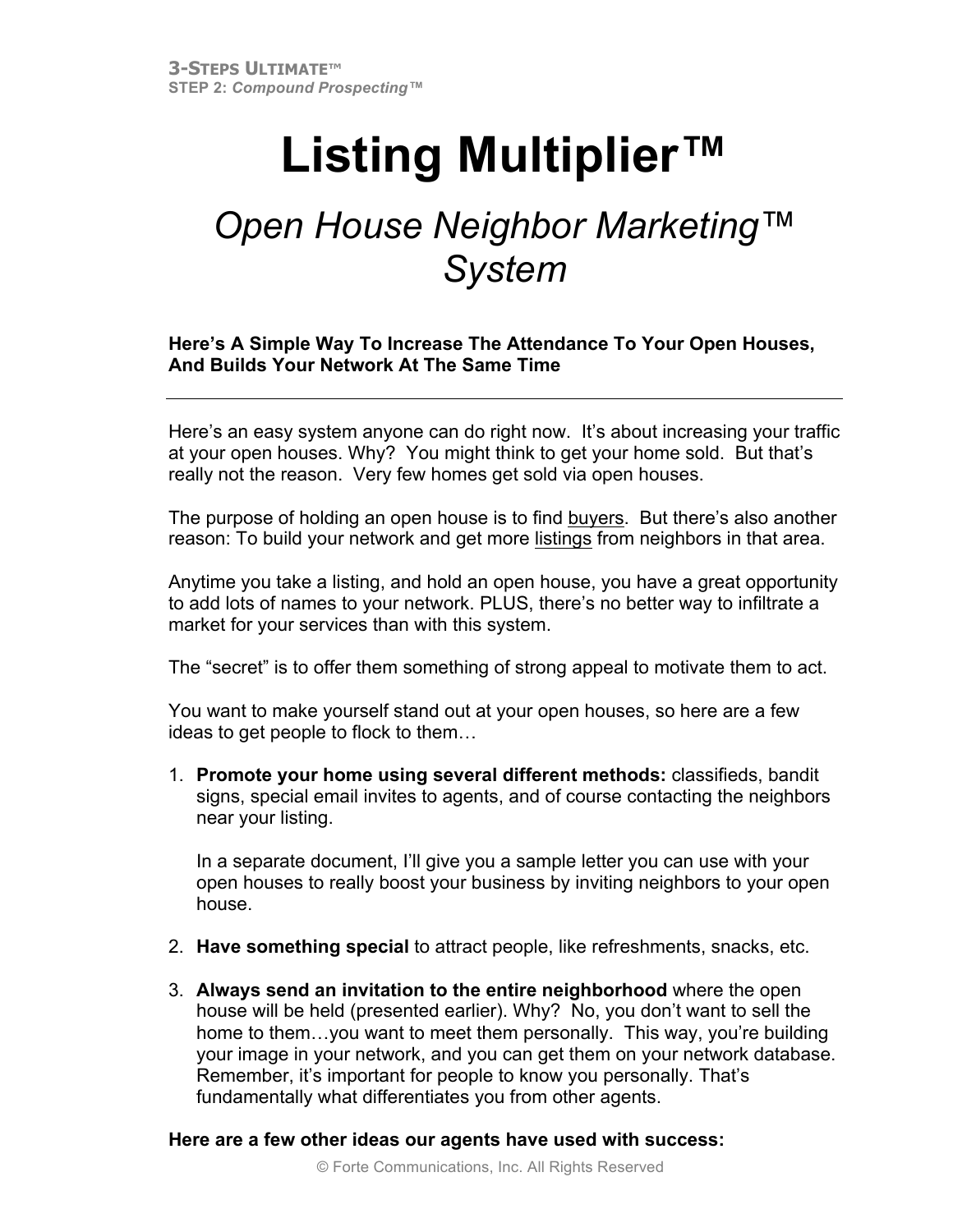**3-STEPS ULTIMATE™**
**STEP 2:** ***Compound Prospecting™***

# Listing Multiplier™

## *Open House Neighbor Marketing™ System*

**Here's A Simple Way To Increase The Attendance To Your Open Houses, And Builds Your Network At The Same Time**

---

Here's an easy system anyone can do right now. It's about increasing your traffic at your open houses. Why? You might think to get your home sold. But that's really not the reason. Very few homes get sold via open houses.

The purpose of holding an open house is to find <u>buyers</u>. But there's also another reason: To build your network and get more <u>listings</u> from neighbors in that area.

Anytime you take a listing, and hold an open house, you have a great opportunity to add lots of names to your network. PLUS, there's no better way to infiltrate a market for your services than with this system.

The "secret" is to offer them something of strong appeal to motivate them to act.

You want to make yourself stand out at your open houses, so here are a few ideas to get people to flock to them…

1. **Promote your home using several different methods:** classifieds, bandit signs, special email invites to agents, and of course contacting the neighbors near your listing.

   In a separate document, I'll give you a sample letter you can use with your open houses to really boost your business by inviting neighbors to your open house.

2. **Have something special** to attract people, like refreshments, snacks, etc.

3. **Always send an invitation to the entire neighborhood** where the open house will be held (presented earlier). Why? No, you don't want to sell the home to them…you want to meet them personally. This way, you're building your image in your network, and you can get them on your network database. Remember, it's important for people to know you personally. That's fundamentally what differentiates you from other agents.

**Here are a few other ideas our agents have used with success:**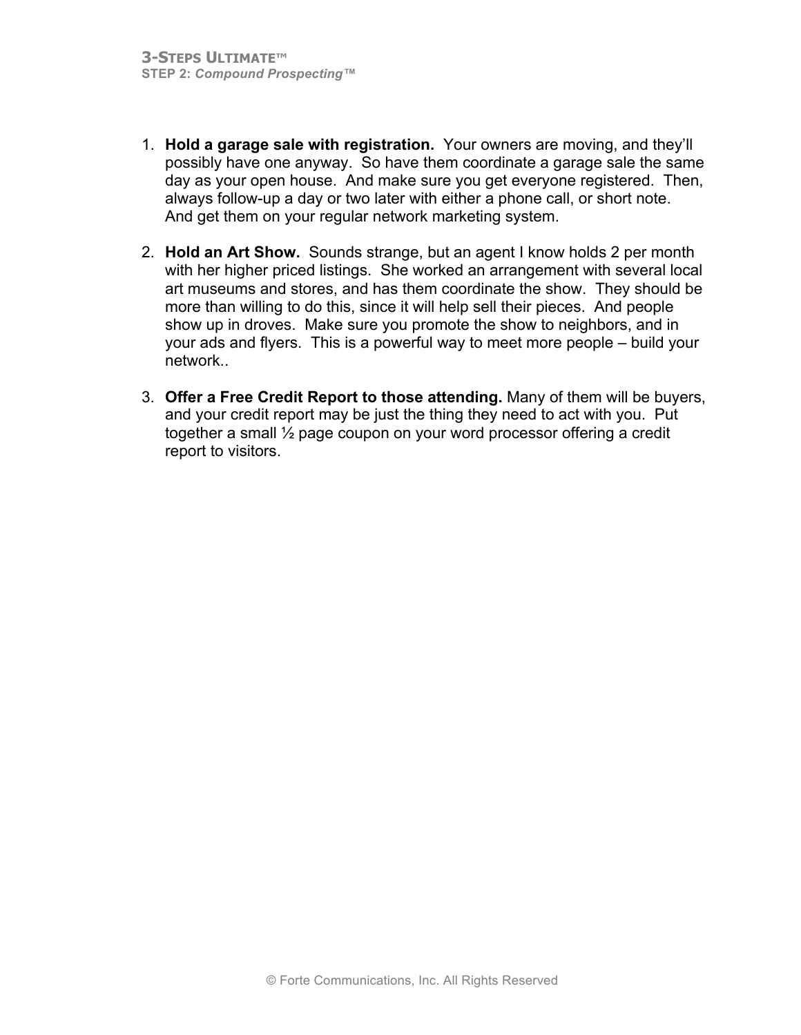1. **Hold a garage sale with registration.** Your owners are moving, and they'll possibly have one anyway. So have them coordinate a garage sale the same day as your open house. And make sure you get everyone registered. Then, always follow-up a day or two later with either a phone call, or short note. And get them on your regular network marketing system.

2. **Hold an Art Show.** Sounds strange, but an agent I know holds 2 per month with her higher priced listings. She worked an arrangement with several local art museums and stores, and has them coordinate the show. They should be more than willing to do this, since it will help sell their pieces. And people show up in droves. Make sure you promote the show to neighbors, and in your ads and flyers. This is a powerful way to meet more people – build your network..

3. **Offer a Free Credit Report to those attending.** Many of them will be buyers, and your credit report may be just the thing they need to act with you. Put together a small ½ page coupon on your word processor offering a credit report to visitors.